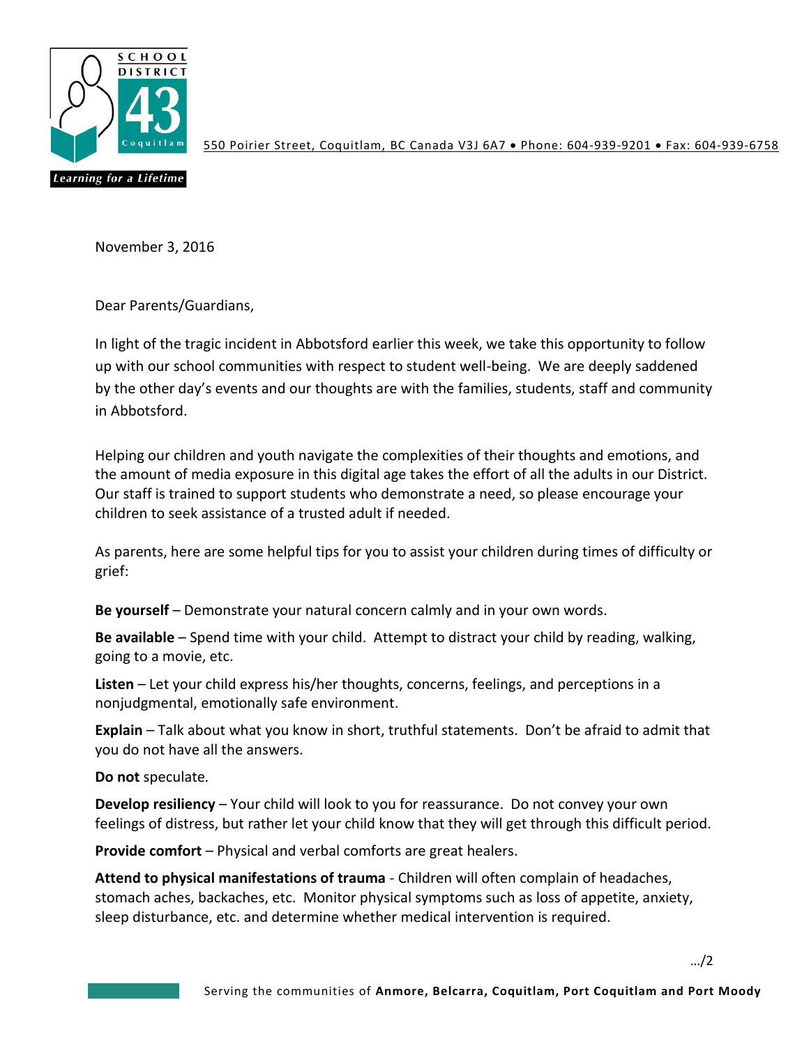SCHOOL DISTRICT 43 Coquitlam

*Learning for a Lifetime*

550 Poirier Street, Coquitlam, BC Canada V3J 6A7 • Phone: 604-939-9201 • Fax: 604-939-6758

November 3, 2016

Dear Parents/Guardians,

In light of the tragic incident in Abbotsford earlier this week, we take this opportunity to follow up with our school communities with respect to student well-being. We are deeply saddened by the other day's events and our thoughts are with the families, students, staff and community in Abbotsford.

Helping our children and youth navigate the complexities of their thoughts and emotions, and the amount of media exposure in this digital age takes the effort of all the adults in our District. Our staff is trained to support students who demonstrate a need, so please encourage your children to seek assistance of a trusted adult if needed.

As parents, here are some helpful tips for you to assist your children during times of difficulty or grief:

**Be yourself** – Demonstrate your natural concern calmly and in your own words.

**Be available** – Spend time with your child. Attempt to distract your child by reading, walking, going to a movie, etc.

**Listen** – Let your child express his/her thoughts, concerns, feelings, and perceptions in a nonjudgmental, emotionally safe environment.

**Explain** – Talk about what you know in short, truthful statements. Don't be afraid to admit that you do not have all the answers.

**Do not** speculate.

**Develop resiliency** – Your child will look to you for reassurance. Do not convey your own feelings of distress, but rather let your child know that they will get through this difficult period.

**Provide comfort** – Physical and verbal comforts are great healers.

**Attend to physical manifestations of trauma** - Children will often complain of headaches, stomach aches, backaches, etc. Monitor physical symptoms such as loss of appetite, anxiety, sleep disturbance, etc. and determine whether medical intervention is required.

…/2

Serving the communities of **Anmore, Belcarra, Coquitlam, Port Coquitlam and Port Moody**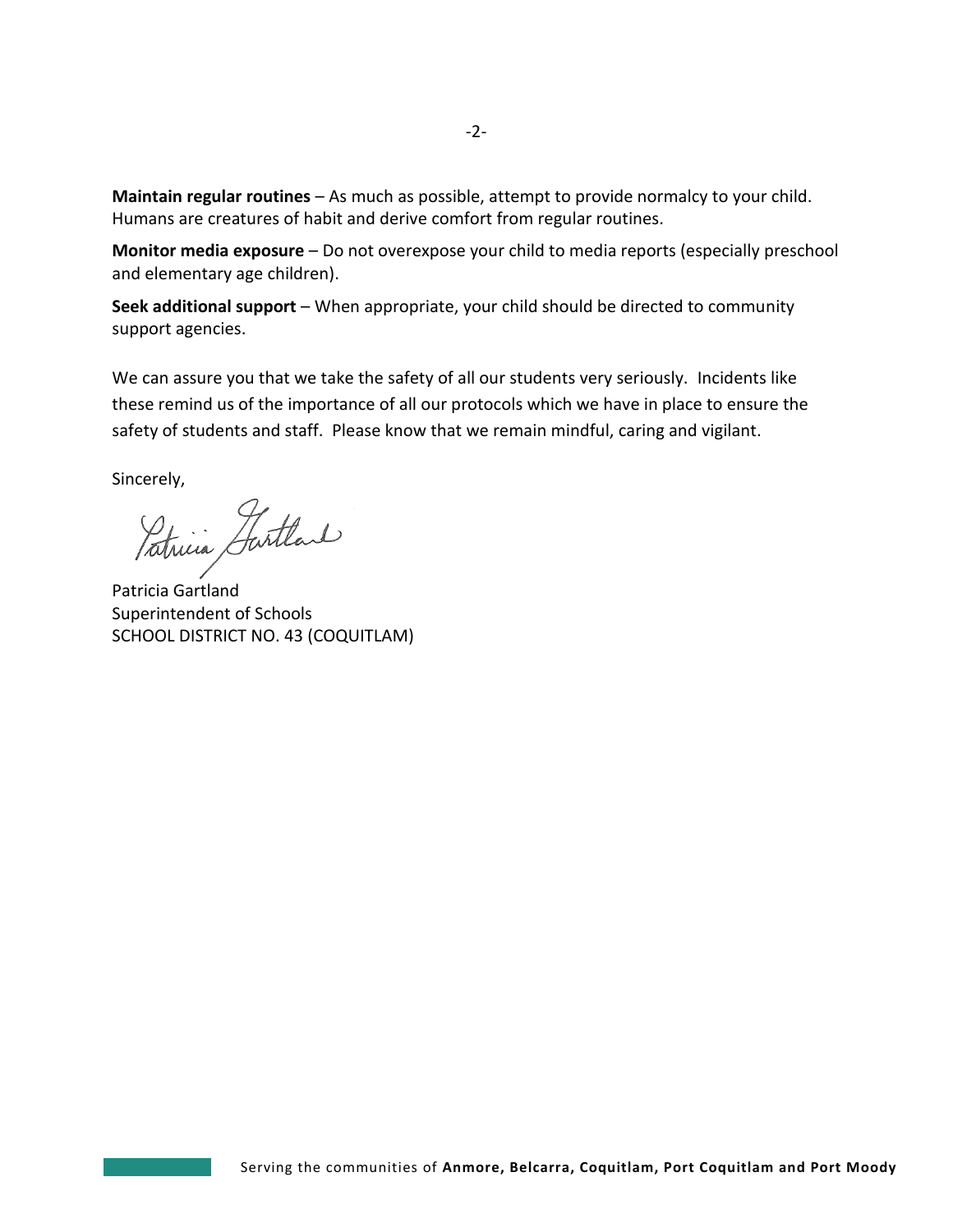**Maintain regular routines** – As much as possible, attempt to provide normalcy to your child. Humans are creatures of habit and derive comfort from regular routines.

**Monitor media exposure** – Do not overexpose your child to media reports (especially preschool and elementary age children).

**Seek additional support** – When appropriate, your child should be directed to community support agencies.

We can assure you that we take the safety of all our students very seriously. Incidents like these remind us of the importance of all our protocols which we have in place to ensure the safety of students and staff. Please know that we remain mindful, caring and vigilant.

Sincerely,

Patricia Gartland
Superintendent of Schools
SCHOOL DISTRICT NO. 43 (COQUITLAM)

Serving the communities of **Anmore, Belcarra, Coquitlam, Port Coquitlam and Port Moody**